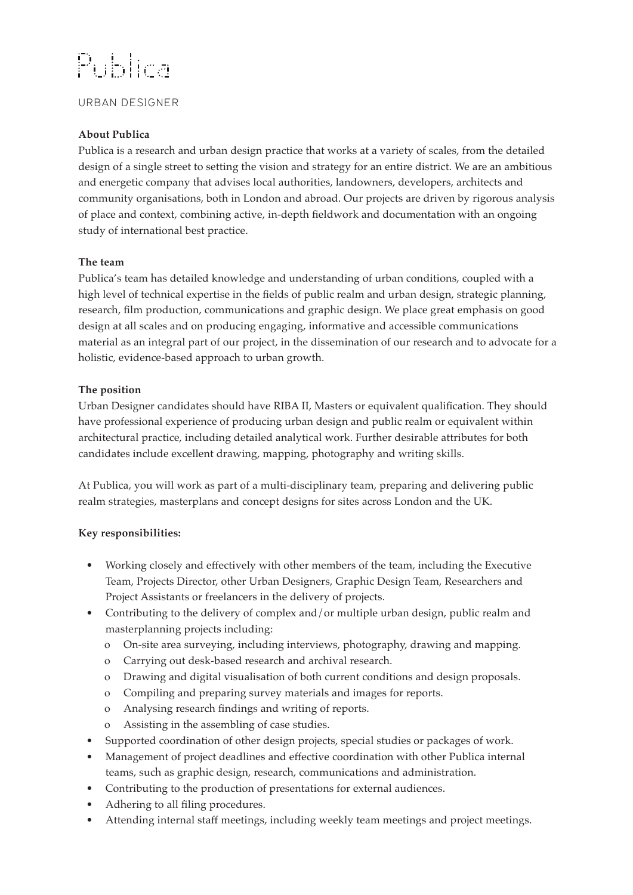# Publica

URBAN DESIGNER

**About Publica**

Publica is a research and urban design practice that works at a variety of scales, from the detailed design of a single street to setting the vision and strategy for an entire district. We are an ambitious and energetic company that advises local authorities, landowners, developers, architects and community organisations, both in London and abroad. Our projects are driven by rigorous analysis of place and context, combining active, in-depth fieldwork and documentation with an ongoing study of international best practice.

**The team**

Publica's team has detailed knowledge and understanding of urban conditions, coupled with a high level of technical expertise in the fields of public realm and urban design, strategic planning, research, film production, communications and graphic design. We place great emphasis on good design at all scales and on producing engaging, informative and accessible communications material as an integral part of our project, in the dissemination of our research and to advocate for a holistic, evidence-based approach to urban growth.

**The position**

Urban Designer candidates should have RIBA II, Masters or equivalent qualification. They should have professional experience of producing urban design and public realm or equivalent within architectural practice, including detailed analytical work. Further desirable attributes for both candidates include excellent drawing, mapping, photography and writing skills.

At Publica, you will work as part of a multi-disciplinary team, preparing and delivering public realm strategies, masterplans and concept designs for sites across London and the UK.

**Key responsibilities:**

- Working closely and effectively with other members of the team, including the Executive Team, Projects Director, other Urban Designers, Graphic Design Team, Researchers and Project Assistants or freelancers in the delivery of projects.
- Contributing to the delivery of complex and/or multiple urban design, public realm and masterplanning projects including:
  - On-site area surveying, including interviews, photography, drawing and mapping.
  - Carrying out desk-based research and archival research.
  - Drawing and digital visualisation of both current conditions and design proposals.
  - Compiling and preparing survey materials and images for reports.
  - Analysing research findings and writing of reports.
  - Assisting in the assembling of case studies.
- Supported coordination of other design projects, special studies or packages of work.
- Management of project deadlines and effective coordination with other Publica internal teams, such as graphic design, research, communications and administration.
- Contributing to the production of presentations for external audiences.
- Adhering to all filing procedures.
- Attending internal staff meetings, including weekly team meetings and project meetings.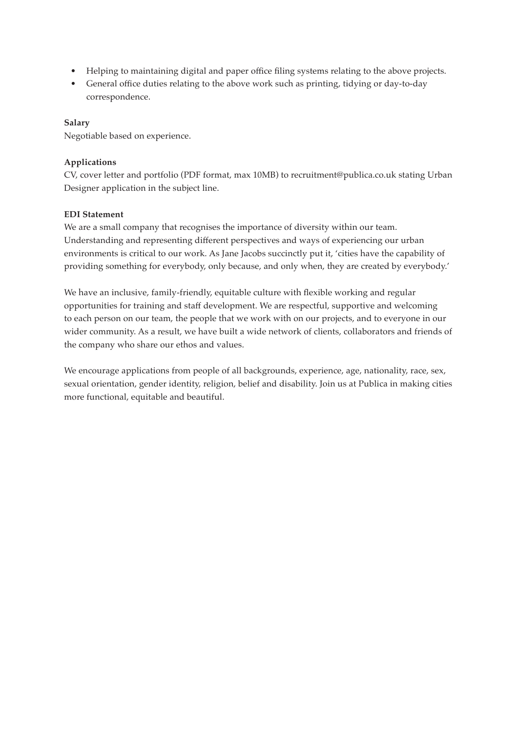- Helping to maintaining digital and paper office filing systems relating to the above projects.
- General office duties relating to the above work such as printing, tidying or day-to-day correspondence.

**Salary**
Negotiable based on experience.

**Applications**
CV, cover letter and portfolio (PDF format, max 10MB) to recruitment@publica.co.uk stating Urban Designer application in the subject line.

**EDI Statement**
We are a small company that recognises the importance of diversity within our team. Understanding and representing different perspectives and ways of experiencing our urban environments is critical to our work. As Jane Jacobs succinctly put it, 'cities have the capability of providing something for everybody, only because, and only when, they are created by everybody.'

We have an inclusive, family-friendly, equitable culture with flexible working and regular opportunities for training and staff development. We are respectful, supportive and welcoming to each person on our team, the people that we work with on our projects, and to everyone in our wider community. As a result, we have built a wide network of clients, collaborators and friends of the company who share our ethos and values.

We encourage applications from people of all backgrounds, experience, age, nationality, race, sex, sexual orientation, gender identity, religion, belief and disability. Join us at Publica in making cities more functional, equitable and beautiful.